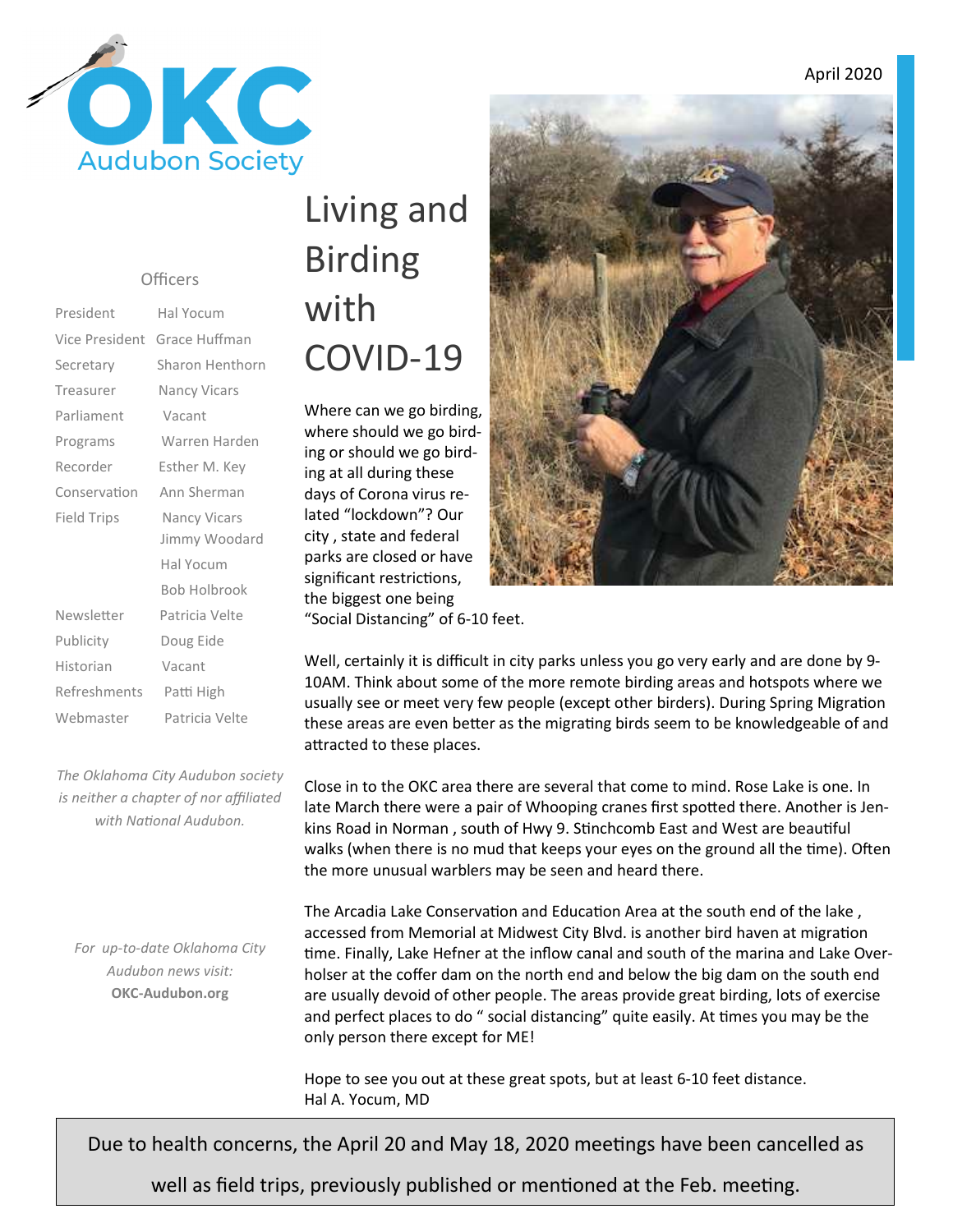OKC Audubon Society

April 2020

## Officers

| | |
|---|---|
| President | Hal Yocum |
| Vice President | Grace Huffman |
| Secretary | Sharon Henthorn |
| Treasurer | Nancy Vicars |
| Parliament | Vacant |
| Programs | Warren Harden |
| Recorder | Esther M. Key |
| Conservation | Ann Sherman |
| Field Trips | Nancy Vicars<br>Jimmy Woodard<br>Hal Yocum<br>Bob Holbrook |
| Newsletter | Patricia Velte |
| Publicity | Doug Eide |
| Historian | Vacant |
| Refreshments | Patti High |
| Webmaster | Patricia Velte |

*The Oklahoma City Audubon society is neither a chapter of nor affiliated with National Audubon.*

*For up-to-date Oklahoma City Audubon news visit:* **OKC-Audubon.org**

# Living and Birding with COVID-19

Where can we go birding, where should we go birding or should we go birding at all during these days of Corona virus related "lockdown"? Our city , state and federal parks are closed or have significant restrictions, the biggest one being "Social Distancing" of 6-10 feet.

Well, certainly it is difficult in city parks unless you go very early and are done by 9-10AM. Think about some of the more remote birding areas and hotspots where we usually see or meet very few people (except other birders). During Spring Migration these areas are even better as the migrating birds seem to be knowledgeable of and attracted to these places.

Close in to the OKC area there are several that come to mind. Rose Lake is one. In late March there were a pair of Whooping cranes first spotted there. Another is Jenkins Road in Norman , south of Hwy 9. Stinchcomb East and West are beautiful walks (when there is no mud that keeps your eyes on the ground all the time). Often the more unusual warblers may be seen and heard there.

The Arcadia Lake Conservation and Education Area at the south end of the lake , accessed from Memorial at Midwest City Blvd. is another bird haven at migration time. Finally, Lake Hefner at the inflow canal and south of the marina and Lake Overholser at the coffer dam on the north end and below the big dam on the south end are usually devoid of other people. The areas provide great birding, lots of exercise and perfect places to do " social distancing" quite easily. At times you may be the only person there except for ME!

Hope to see you out at these great spots, but at least 6-10 feet distance.
Hal A. Yocum, MD

Due to health concerns, the April 20 and May 18, 2020 meetings have been cancelled as well as field trips, previously published or mentioned at the Feb. meeting.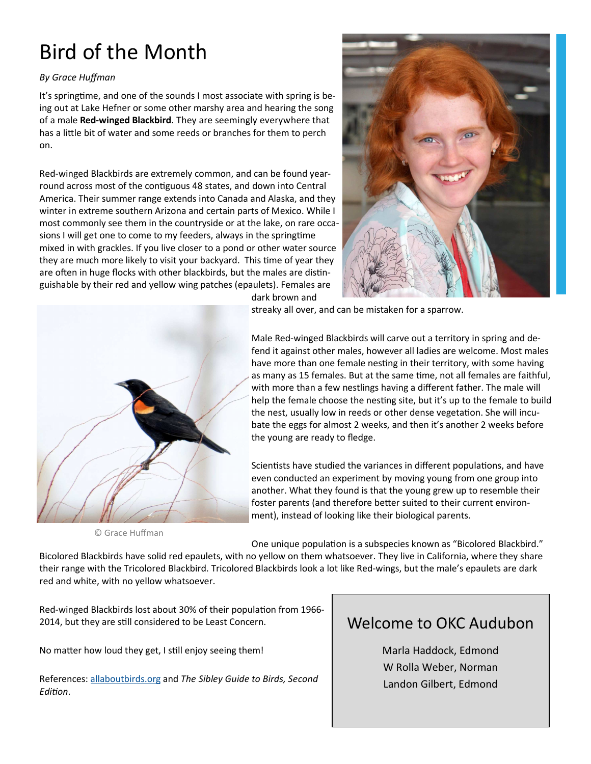# Bird of the Month

*By Grace Huffman*

It's springtime, and one of the sounds I most associate with spring is being out at Lake Hefner or some other marshy area and hearing the song of a male **Red-winged Blackbird**. They are seemingly everywhere that has a little bit of water and some reeds or branches for them to perch on.

Red-winged Blackbirds are extremely common, and can be found year-round across most of the contiguous 48 states, and down into Central America. Their summer range extends into Canada and Alaska, and they winter in extreme southern Arizona and certain parts of Mexico. While I most commonly see them in the countryside or at the lake, on rare occasions I will get one to come to my feeders, always in the springtime mixed in with grackles. If you live closer to a pond or other water source they are much more likely to visit your backyard. This time of year they are often in huge flocks with other blackbirds, but the males are distinguishable by their red and yellow wing patches (epaulets). Females are dark brown and streaky all over, and can be mistaken for a sparrow.

© Grace Huffman

Male Red-winged Blackbirds will carve out a territory in spring and defend it against other males, however all ladies are welcome. Most males have more than one female nesting in their territory, with some having as many as 15 females. But at the same time, not all females are faithful, with more than a few nestlings having a different father. The male will help the female choose the nesting site, but it's up to the female to build the nest, usually low in reeds or other dense vegetation. She will incubate the eggs for almost 2 weeks, and then it's another 2 weeks before the young are ready to fledge.

Scientists have studied the variances in different populations, and have even conducted an experiment by moving young from one group into another. What they found is that the young grew up to resemble their foster parents (and therefore better suited to their current environment), instead of looking like their biological parents.

One unique population is a subspecies known as "Bicolored Blackbird." Bicolored Blackbirds have solid red epaulets, with no yellow on them whatsoever. They live in California, where they share their range with the Tricolored Blackbird. Tricolored Blackbirds look a lot like Red-wings, but the male's epaulets are dark red and white, with no yellow whatsoever.

Red-winged Blackbirds lost about 30% of their population from 1966-2014, but they are still considered to be Least Concern.

No matter how loud they get, I still enjoy seeing them!

References: allaboutbirds.org and *The Sibley Guide to Birds, Second Edition*.

## Welcome to OKC Audubon

Marla Haddock, Edmond
W Rolla Weber, Norman
Landon Gilbert, Edmond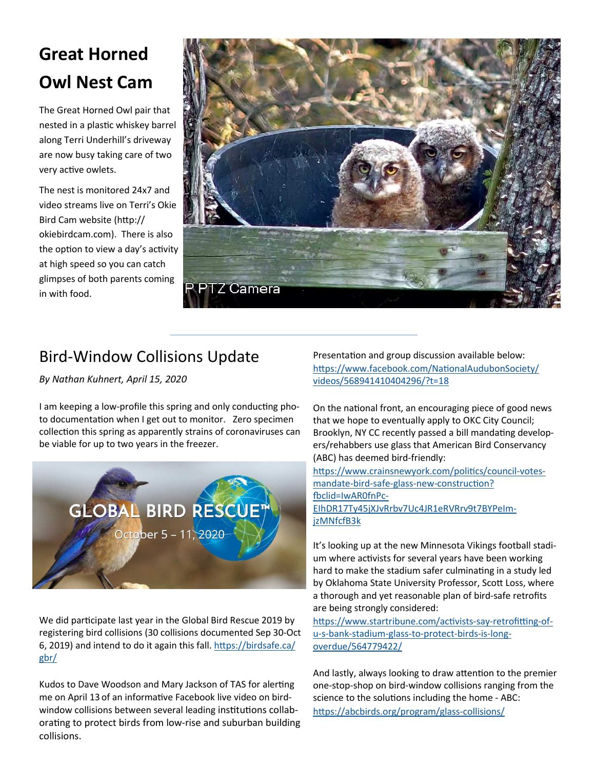# Great Horned Owl Nest Cam

The Great Horned Owl pair that nested in a plastic whiskey barrel along Terri Underhill's driveway are now busy taking care of two very active owlets.

The nest is monitored 24x7 and video streams live on Terri's Okie Bird Cam website (http://okiebirdcam.com). There is also the option to view a day's activity at high speed so you can catch glimpses of both parents coming in with food.

## Bird-Window Collisions Update

*By Nathan Kuhnert, April 15, 2020*

I am keeping a low-profile this spring and only conducting photo documentation when I get out to monitor. Zero specimen collection this spring as apparently strains of coronaviruses can be viable for up to two years in the freezer.

We did participate last year in the Global Bird Rescue 2019 by registering bird collisions (30 collisions documented Sep 30-Oct 6, 2019) and intend to do it again this fall. [https://birdsafe.ca/gbr/](https://birdsafe.ca/gbr/)

Kudos to Dave Woodson and Mary Jackson of TAS for alerting me on April 13 of an informative Facebook live video on bird-window collisions between several leading institutions collaborating to protect birds from low-rise and suburban building collisions.

Presentation and group discussion available below: [https://www.facebook.com/NationalAudubonSociety/videos/568941410404296/?t=18](https://www.facebook.com/NationalAudubonSociety/videos/568941410404296/?t=18)

On the national front, an encouraging piece of good news that we hope to eventually apply to OKC City Council; Brooklyn, NY CC recently passed a bill mandating developers/rehabbers use glass that American Bird Conservancy (ABC) has deemed bird-friendly: [https://www.crainsnewyork.com/politics/council-votes-mandate-bird-safe-glass-new-construction?fbclid=IwAR0fnPc-EIhDR17Ty45jXJvRrbv7Uc4JR1eRVRrv9t7BYPeIm-jzMNfcfB3k](https://www.crainsnewyork.com/politics/council-votes-mandate-bird-safe-glass-new-construction?fbclid=IwAR0fnPc-EIhDR17Ty45jXJvRrbv7Uc4JR1eRVRrv9t7BYPeIm-jzMNfcfB3k)

It's looking up at the new Minnesota Vikings football stadium where activists for several years have been working hard to make the stadium safer culminating in a study led by Oklahoma State University Professor, Scott Loss, where a thorough and yet reasonable plan of bird-safe retrofits are being strongly considered: [https://www.startribune.com/activists-say-retrofitting-of-u-s-bank-stadium-glass-to-protect-birds-is-long-overdue/564779422/](https://www.startribune.com/activists-say-retrofitting-of-u-s-bank-stadium-glass-to-protect-birds-is-long-overdue/564779422/)

And lastly, always looking to draw attention to the premier one-stop-shop on bird-window collisions ranging from the science to the solutions including the home - ABC: [https://abcbirds.org/program/glass-collisions/](https://abcbirds.org/program/glass-collisions/)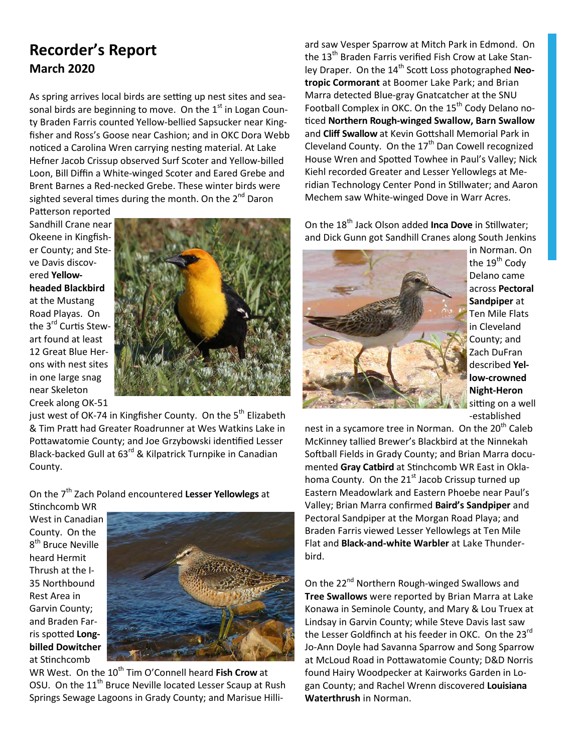# Recorder's Report

## March 2020

As spring arrives local birds are setting up nest sites and seasonal birds are beginning to move. On the 1st in Logan County Braden Farris counted Yellow-bellied Sapsucker near Kingfisher and Ross's Goose near Cashion; and in OKC Dora Webb noticed a Carolina Wren carrying nesting material. At Lake Hefner Jacob Crissup observed Surf Scoter and Yellow-billed Loon, Bill Diffin a White-winged Scoter and Eared Grebe and Brent Barnes a Red-necked Grebe. These winter birds were sighted several times during the month. On the 2nd Daron Patterson reported Sandhill Crane near Okeene in Kingfisher County; and Steve Davis discovered **Yellow-headed Blackbird** at the Mustang Road Playas. On the 3rd Curtis Stewart found at least 12 Great Blue Herons with nest sites in one large snag near Skeleton Creek along OK-51 just west of OK-74 in Kingfisher County. On the 5th Elizabeth & Tim Pratt had Greater Roadrunner at Wes Watkins Lake in Pottawatomie County; and Joe Grzybowski identified Lesser Black-backed Gull at 63rd & Kilpatrick Turnpike in Canadian County.

On the 7th Zach Poland encountered **Lesser Yellowlegs** at Stinchcomb WR West in Canadian County. On the 8th Bruce Neville heard Hermit Thrush at the I-35 Northbound Rest Area in Garvin County; and Braden Farris spotted **Long-billed Dowitcher** at Stinchcomb WR West. On the 10th Tim O'Connell heard **Fish Crow** at OSU. On the 11th Bruce Neville located Lesser Scaup at Rush Springs Sewage Lagoons in Grady County; and Marisue Hilliard saw Vesper Sparrow at Mitch Park in Edmond. On the 13th Braden Farris verified Fish Crow at Lake Stanley Draper. On the 14th Scott Loss photographed **Neotropic Cormorant** at Boomer Lake Park; and Brian Marra detected Blue-gray Gnatcatcher at the SNU Football Complex in OKC. On the 15th Cody Delano noticed **Northern Rough-winged Swallow, Barn Swallow** and **Cliff Swallow** at Kevin Gottshall Memorial Park in Cleveland County. On the 17th Dan Cowell recognized House Wren and Spotted Towhee in Paul's Valley; Nick Kiehl recorded Greater and Lesser Yellowlegs at Meridian Technology Center Pond in Stillwater; and Aaron Mechem saw White-winged Dove in Warr Acres.

On the 18th Jack Olson added **Inca Dove** in Stillwater; and Dick Gunn got Sandhill Cranes along South Jenkins in Norman. On the 19th Cody Delano came across **Pectoral Sandpiper** at Ten Mile Flats in Cleveland County; and Zach DuFran described **Yellow-crowned Night-Heron** sitting on a well-established nest in a sycamore tree in Norman. On the 20th Caleb McKinney tallied Brewer's Blackbird at the Ninnekah Softball Fields in Grady County; and Brian Marra documented **Gray Catbird** at Stinchcomb WR East in Oklahoma County. On the 21st Jacob Crissup turned up Eastern Meadowlark and Eastern Phoebe near Paul's Valley; Brian Marra confirmed **Baird's Sandpiper** and Pectoral Sandpiper at the Morgan Road Playa; and Braden Farris viewed Lesser Yellowlegs at Ten Mile Flat and **Black-and-white Warbler** at Lake Thunderbird.

On the 22nd Northern Rough-winged Swallows and **Tree Swallows** were reported by Brian Marra at Lake Konawa in Seminole County, and Mary & Lou Truex at Lindsay in Garvin County; while Steve Davis last saw the Lesser Goldfinch at his feeder in OKC. On the 23rd Jo-Ann Doyle had Savanna Sparrow and Song Sparrow at McLoud Road in Pottawatomie County; D&D Norris found Hairy Woodpecker at Kairworks Garden in Logan County; and Rachel Wrenn discovered **Louisiana Waterthrush** in Norman.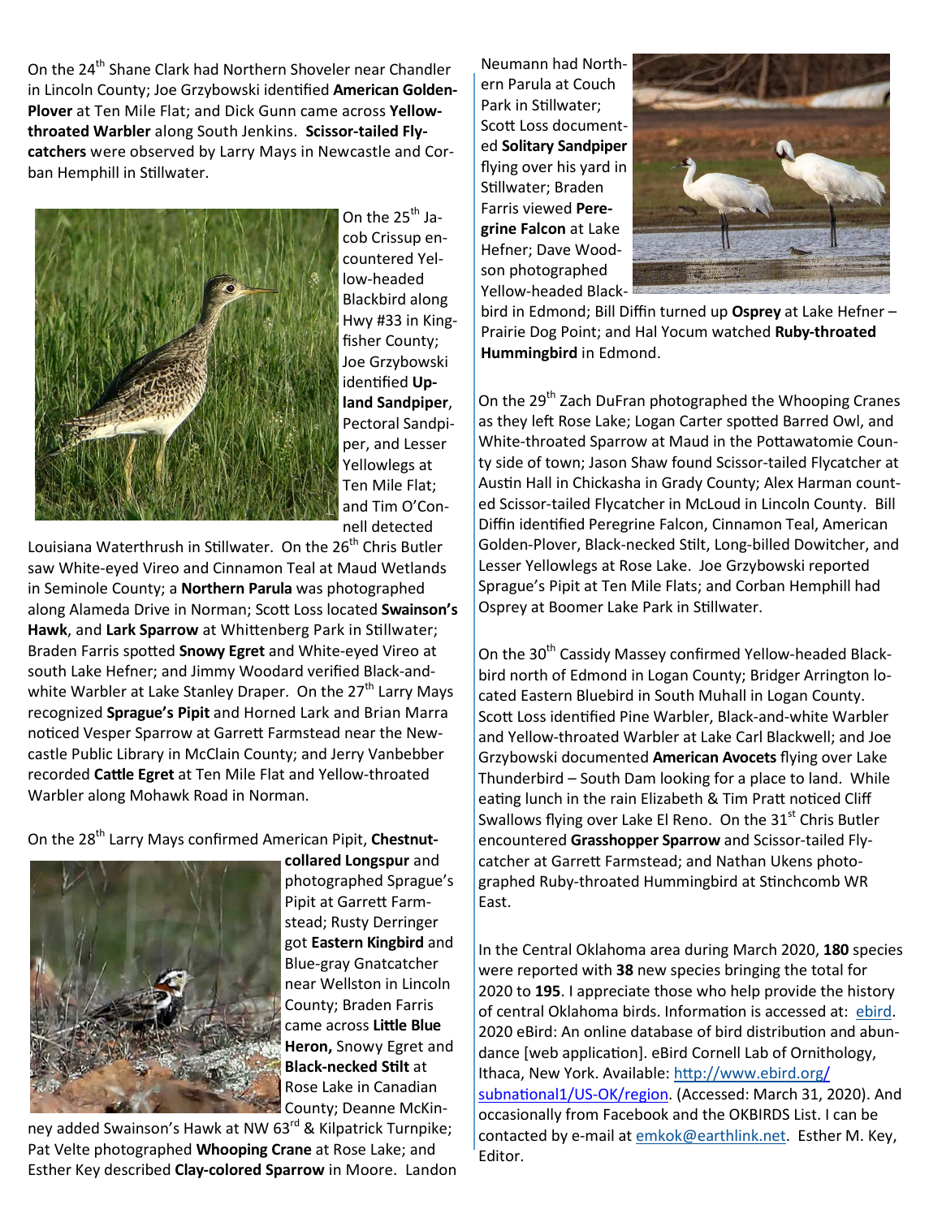On the 24th Shane Clark had Northern Shoveler near Chandler in Lincoln County; Joe Grzybowski identified **American Golden-Plover** at Ten Mile Flat; and Dick Gunn came across **Yellow-throated Warbler** along South Jenkins. **Scissor-tailed Flycatchers** were observed by Larry Mays in Newcastle and Corban Hemphill in Stillwater.

On the 25th Jacob Crissup encountered Yellow-headed Blackbird along Hwy #33 in Kingfisher County; Joe Grzybowski identified **Upland Sandpiper**, Pectoral Sandpiper, and Lesser Yellowlegs at Ten Mile Flat; and Tim O'Connell detected Louisiana Waterthrush in Stillwater. On the 26th Chris Butler saw White-eyed Vireo and Cinnamon Teal at Maud Wetlands in Seminole County; a **Northern Parula** was photographed along Alameda Drive in Norman; Scott Loss located **Swainson's Hawk**, and **Lark Sparrow** at Whittenberg Park in Stillwater; Braden Farris spotted **Snowy Egret** and White-eyed Vireo at south Lake Hefner; and Jimmy Woodard verified Black-and-white Warbler at Lake Stanley Draper. On the 27th Larry Mays recognized **Sprague's Pipit** and Horned Lark and Brian Marra noticed Vesper Sparrow at Garrett Farmstead near the Newcastle Public Library in McClain County; and Jerry Vanbebber recorded **Cattle Egret** at Ten Mile Flat and Yellow-throated Warbler along Mohawk Road in Norman.

On the 28th Larry Mays confirmed American Pipit, **Chestnut-collared Longspur** and photographed Sprague's Pipit at Garrett Farmstead; Rusty Derringer got **Eastern Kingbird** and Blue-gray Gnatcatcher near Wellston in Lincoln County; Braden Farris came across **Little Blue Heron,** Snowy Egret and **Black-necked Stilt** at Rose Lake in Canadian County; Deanne McKinney added Swainson's Hawk at NW 63rd & Kilpatrick Turnpike; Pat Velte photographed **Whooping Crane** at Rose Lake; and Esther Key described **Clay-colored Sparrow** in Moore. Landon Neumann had Northern Parula at Couch Park in Stillwater; Scott Loss documented **Solitary Sandpiper** flying over his yard in Stillwater; Braden Farris viewed **Peregrine Falcon** at Lake Hefner; Dave Woodson photographed Yellow-headed Blackbird in Edmond; Bill Diffin turned up **Osprey** at Lake Hefner – Prairie Dog Point; and Hal Yocum watched **Ruby-throated Hummingbird** in Edmond.

On the 29th Zach DuFran photographed the Whooping Cranes as they left Rose Lake; Logan Carter spotted Barred Owl, and White-throated Sparrow at Maud in the Pottawatomie County side of town; Jason Shaw found Scissor-tailed Flycatcher at Austin Hall in Chickasha in Grady County; Alex Harman counted Scissor-tailed Flycatcher in McLoud in Lincoln County. Bill Diffin identified Peregrine Falcon, Cinnamon Teal, American Golden-Plover, Black-necked Stilt, Long-billed Dowitcher, and Lesser Yellowlegs at Rose Lake. Joe Grzybowski reported Sprague's Pipit at Ten Mile Flats; and Corban Hemphill had Osprey at Boomer Lake Park in Stillwater.

On the 30th Cassidy Massey confirmed Yellow-headed Blackbird north of Edmond in Logan County; Bridger Arrington located Eastern Bluebird in South Muhall in Logan County. Scott Loss identified Pine Warbler, Black-and-white Warbler and Yellow-throated Warbler at Lake Carl Blackwell; and Joe Grzybowski documented **American Avocets** flying over Lake Thunderbird – South Dam looking for a place to land. While eating lunch in the rain Elizabeth & Tim Pratt noticed Cliff Swallows flying over Lake El Reno. On the 31st Chris Butler encountered **Grasshopper Sparrow** and Scissor-tailed Flycatcher at Garrett Farmstead; and Nathan Ukens photographed Ruby-throated Hummingbird at Stinchcomb WR East.

In the Central Oklahoma area during March 2020, **180** species were reported with **38** new species bringing the total for 2020 to **195**. I appreciate those who help provide the history of central Oklahoma birds. Information is accessed at: ebird. 2020 eBird: An online database of bird distribution and abundance [web application]. eBird Cornell Lab of Ornithology, Ithaca, New York. Available: http://www.ebird.org/subnational1/US-OK/region. (Accessed: March 31, 2020). And occasionally from Facebook and the OKBIRDS List. I can be contacted by e-mail at emkok@earthlink.net. Esther M. Key, Editor.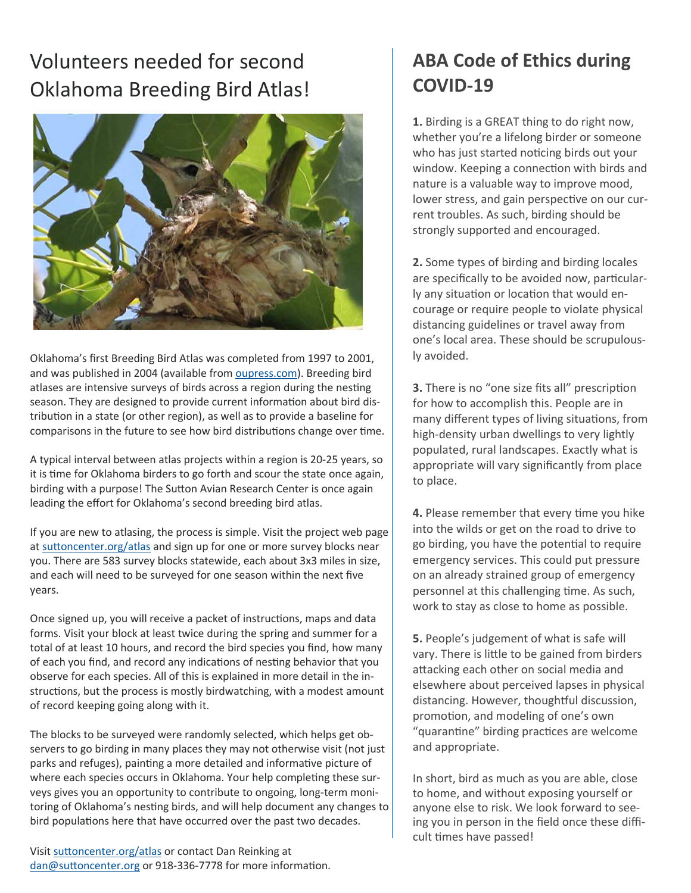# Volunteers needed for second Oklahoma Breeding Bird Atlas!

Oklahoma's first Breeding Bird Atlas was completed from 1997 to 2001, and was published in 2004 (available from oupress.com). Breeding bird atlases are intensive surveys of birds across a region during the nesting season. They are designed to provide current information about bird distribution in a state (or other region), as well as to provide a baseline for comparisons in the future to see how bird distributions change over time.

A typical interval between atlas projects within a region is 20-25 years, so it is time for Oklahoma birders to go forth and scour the state once again, birding with a purpose! The Sutton Avian Research Center is once again leading the effort for Oklahoma's second breeding bird atlas.

If you are new to atlasing, the process is simple. Visit the project web page at suttoncenter.org/atlas and sign up for one or more survey blocks near you. There are 583 survey blocks statewide, each about 3x3 miles in size, and each will need to be surveyed for one season within the next five years.

Once signed up, you will receive a packet of instructions, maps and data forms. Visit your block at least twice during the spring and summer for a total of at least 10 hours, and record the bird species you find, how many of each you find, and record any indications of nesting behavior that you observe for each species. All of this is explained in more detail in the instructions, but the process is mostly birdwatching, with a modest amount of record keeping going along with it.

The blocks to be surveyed were randomly selected, which helps get observers to go birding in many places they may not otherwise visit (not just parks and refuges), painting a more detailed and informative picture of where each species occurs in Oklahoma. Your help completing these surveys gives you an opportunity to contribute to ongoing, long-term monitoring of Oklahoma's nesting birds, and will help document any changes to bird populations here that have occurred over the past two decades.

Visit suttoncenter.org/atlas or contact Dan Reinking at dan@suttoncenter.org or 918-336-7778 for more information.

## ABA Code of Ethics during COVID-19

**1.** Birding is a GREAT thing to do right now, whether you're a lifelong birder or someone who has just started noticing birds out your window. Keeping a connection with birds and nature is a valuable way to improve mood, lower stress, and gain perspective on our current troubles. As such, birding should be strongly supported and encouraged.

**2.** Some types of birding and birding locales are specifically to be avoided now, particularly any situation or location that would encourage or require people to violate physical distancing guidelines or travel away from one's local area. These should be scrupulously avoided.

**3.** There is no "one size fits all" prescription for how to accomplish this. People are in many different types of living situations, from high-density urban dwellings to very lightly populated, rural landscapes. Exactly what is appropriate will vary significantly from place to place.

**4.** Please remember that every time you hike into the wilds or get on the road to drive to go birding, you have the potential to require emergency services. This could put pressure on an already strained group of emergency personnel at this challenging time. As such, work to stay as close to home as possible.

**5.** People's judgement of what is safe will vary. There is little to be gained from birders attacking each other on social media and elsewhere about perceived lapses in physical distancing. However, thoughtful discussion, promotion, and modeling of one's own "quarantine" birding practices are welcome and appropriate.

In short, bird as much as you are able, close to home, and without exposing yourself or anyone else to risk. We look forward to seeing you in person in the field once these difficult times have passed!